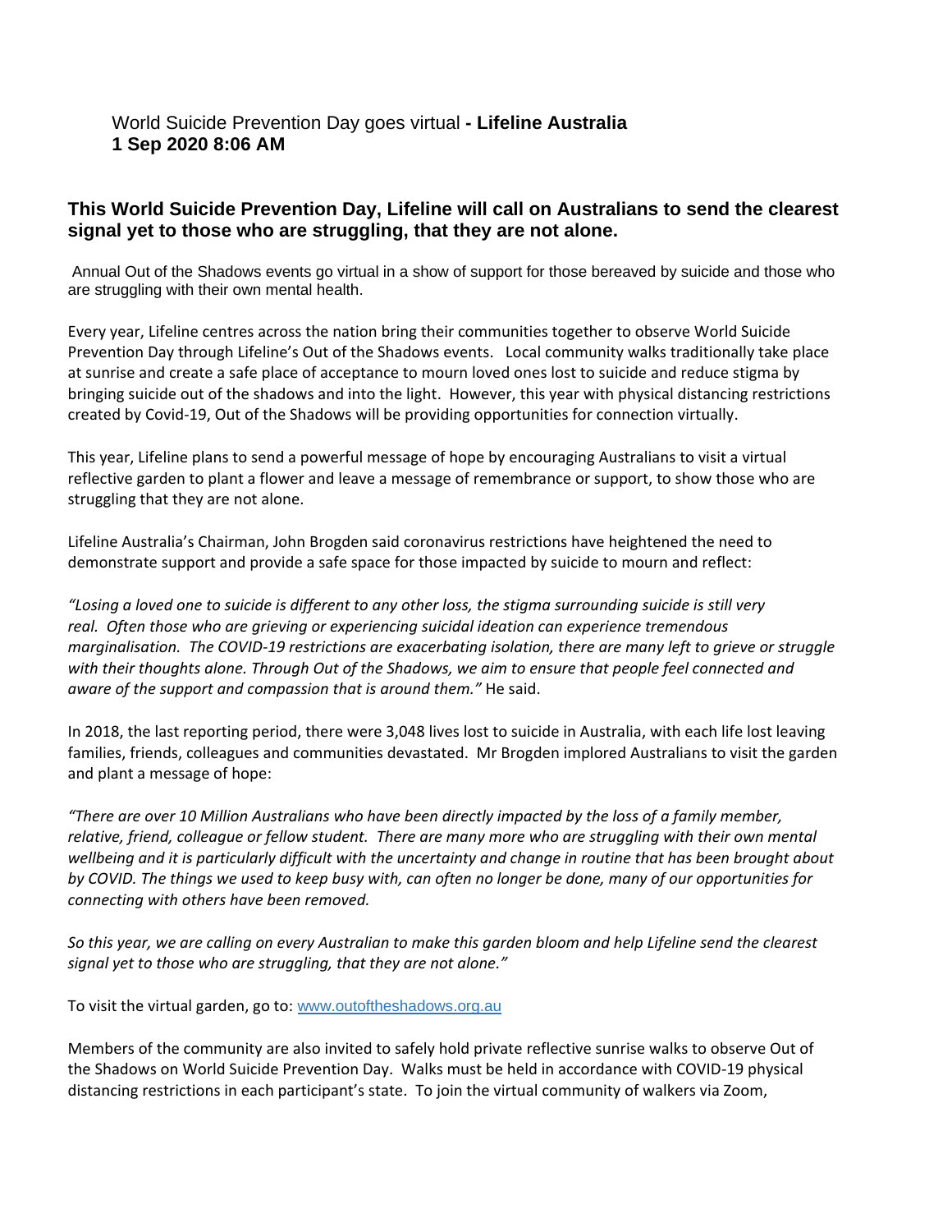World Suicide Prevention Day goes virtual **- Lifeline Australia**
**1 Sep 2020 8:06 AM**

## This World Suicide Prevention Day, Lifeline will call on Australians to send the clearest signal yet to those who are struggling, that they are not alone.

Annual Out of the Shadows events go virtual in a show of support for those bereaved by suicide and those who are struggling with their own mental health.

Every year, Lifeline centres across the nation bring their communities together to observe World Suicide Prevention Day through Lifeline's Out of the Shadows events. Local community walks traditionally take place at sunrise and create a safe place of acceptance to mourn loved ones lost to suicide and reduce stigma by bringing suicide out of the shadows and into the light. However, this year with physical distancing restrictions created by Covid-19, Out of the Shadows will be providing opportunities for connection virtually.

This year, Lifeline plans to send a powerful message of hope by encouraging Australians to visit a virtual reflective garden to plant a flower and leave a message of remembrance or support, to show those who are struggling that they are not alone.

Lifeline Australia's Chairman, John Brogden said coronavirus restrictions have heightened the need to demonstrate support and provide a safe space for those impacted by suicide to mourn and reflect:

*"Losing a loved one to suicide is different to any other loss, the stigma surrounding suicide is still very real. Often those who are grieving or experiencing suicidal ideation can experience tremendous marginalisation. The COVID-19 restrictions are exacerbating isolation, there are many left to grieve or struggle with their thoughts alone. Through Out of the Shadows, we aim to ensure that people feel connected and aware of the support and compassion that is around them."* He said.

In 2018, the last reporting period, there were 3,048 lives lost to suicide in Australia, with each life lost leaving families, friends, colleagues and communities devastated. Mr Brogden implored Australians to visit the garden and plant a message of hope:

*"There are over 10 Million Australians who have been directly impacted by the loss of a family member, relative, friend, colleague or fellow student. There are many more who are struggling with their own mental wellbeing and it is particularly difficult with the uncertainty and change in routine that has been brought about by COVID. The things we used to keep busy with, can often no longer be done, many of our opportunities for connecting with others have been removed.*

*So this year, we are calling on every Australian to make this garden bloom and help Lifeline send the clearest signal yet to those who are struggling, that they are not alone."*

To visit the virtual garden, go to: www.outoftheshadows.org.au

Members of the community are also invited to safely hold private reflective sunrise walks to observe Out of the Shadows on World Suicide Prevention Day. Walks must be held in accordance with COVID-19 physical distancing restrictions in each participant's state. To join the virtual community of walkers via Zoom,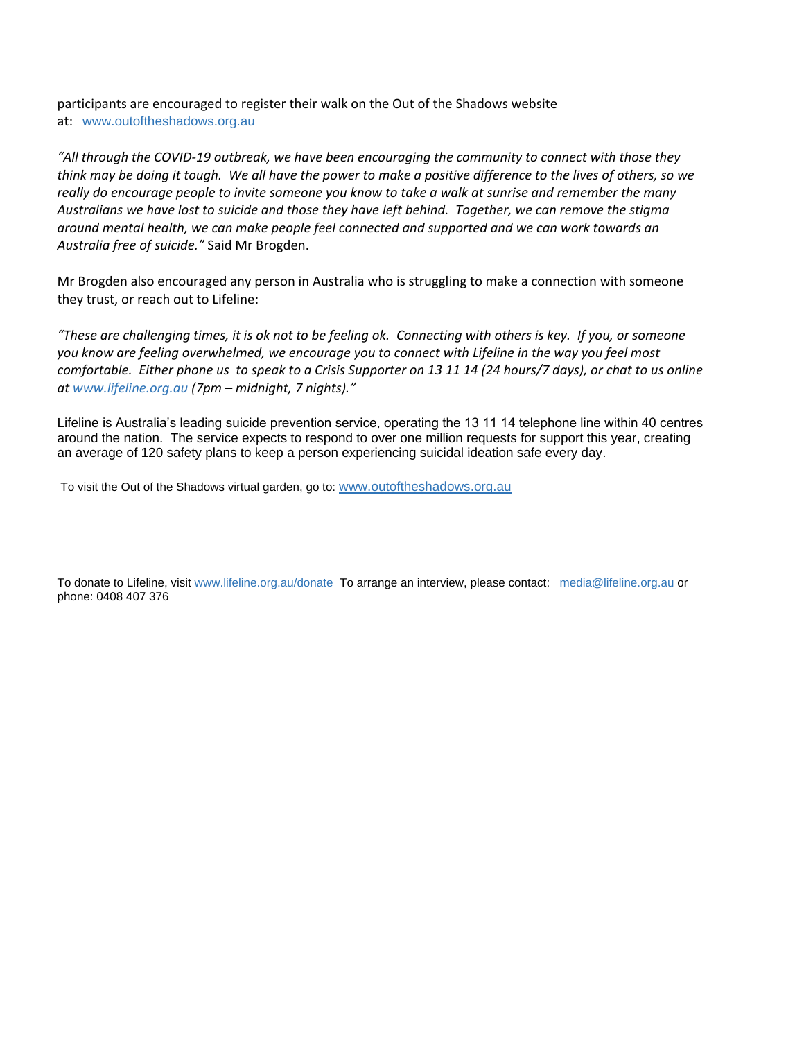participants are encouraged to register their walk on the Out of the Shadows website at: www.outoftheshadows.org.au

*"All through the COVID-19 outbreak, we have been encouraging the community to connect with those they think may be doing it tough. We all have the power to make a positive difference to the lives of others, so we really do encourage people to invite someone you know to take a walk at sunrise and remember the many Australians we have lost to suicide and those they have left behind. Together, we can remove the stigma around mental health, we can make people feel connected and supported and we can work towards an Australia free of suicide."* Said Mr Brogden.

Mr Brogden also encouraged any person in Australia who is struggling to make a connection with someone they trust, or reach out to Lifeline:

*"These are challenging times, it is ok not to be feeling ok. Connecting with others is key. If you, or someone you know are feeling overwhelmed, we encourage you to connect with Lifeline in the way you feel most comfortable. Either phone us to speak to a Crisis Supporter on 13 11 14 (24 hours/7 days), or chat to us online at www.lifeline.org.au (7pm – midnight, 7 nights)."*

Lifeline is Australia's leading suicide prevention service, operating the 13 11 14 telephone line within 40 centres around the nation. The service expects to respond to over one million requests for support this year, creating an average of 120 safety plans to keep a person experiencing suicidal ideation safe every day.

To visit the Out of the Shadows virtual garden, go to: www.outoftheshadows.org.au

To donate to Lifeline, visit www.lifeline.org.au/donate To arrange an interview, please contact: media@lifeline.org.au or phone: 0408 407 376